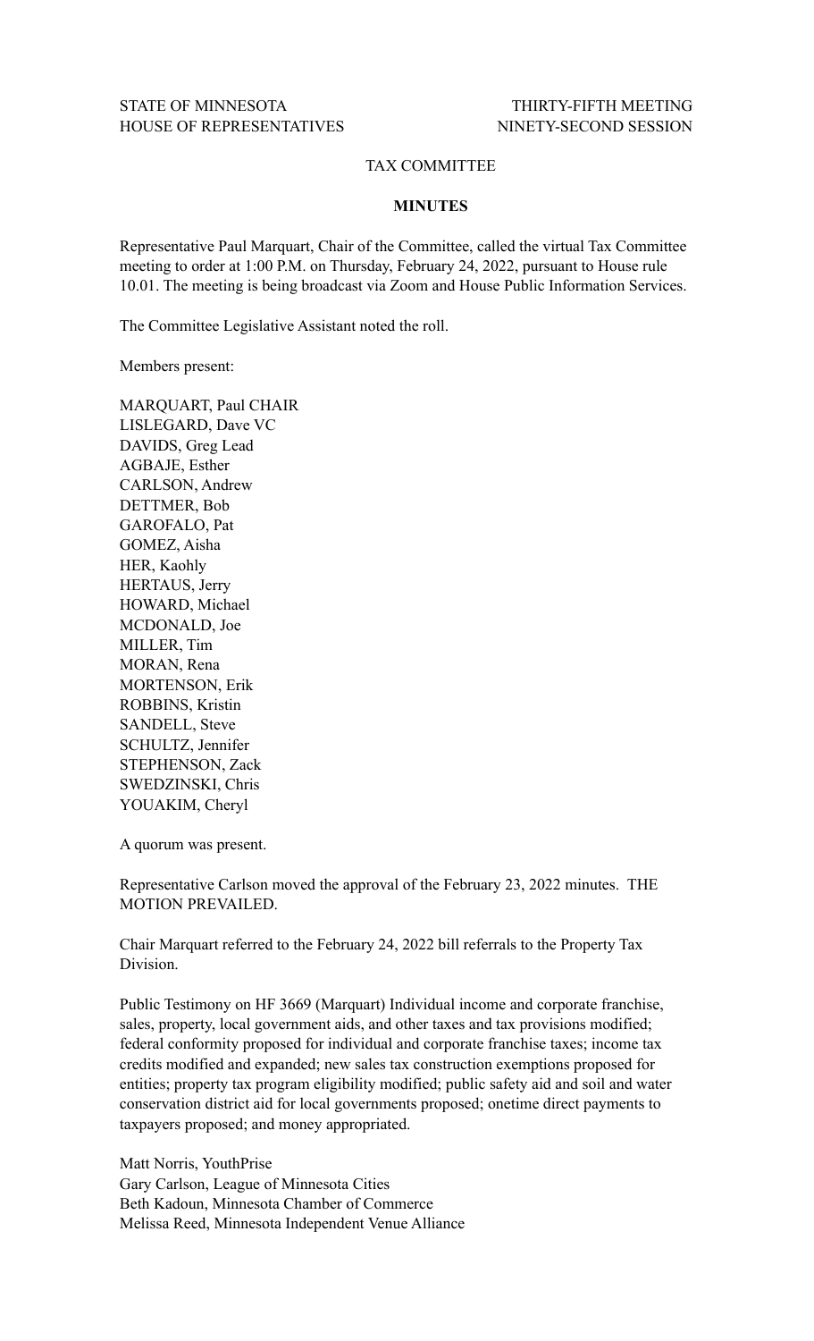STATE OF MINNESOTA THIRTY-FIFTH MEETING
HOUSE OF REPRESENTATIVES NINETY-SECOND SESSION

TAX COMMITTEE

**MINUTES**

Representative Paul Marquart, Chair of the Committee, called the virtual Tax Committee meeting to order at 1:00 P.M. on Thursday, February 24, 2022, pursuant to House rule 10.01. The meeting is being broadcast via Zoom and House Public Information Services.

The Committee Legislative Assistant noted the roll.

Members present:

MARQUART, Paul CHAIR
LISLEGARD, Dave VC
DAVIDS, Greg Lead
AGBAJE, Esther
CARLSON, Andrew
DETTMER, Bob
GAROFALO, Pat
GOMEZ, Aisha
HER, Kaohly
HERTAUS, Jerry
HOWARD, Michael
MCDONALD, Joe
MILLER, Tim
MORAN, Rena
MORTENSON, Erik
ROBBINS, Kristin
SANDELL, Steve
SCHULTZ, Jennifer
STEPHENSON, Zack
SWEDZINSKI, Chris
YOUAKIM, Cheryl

A quorum was present.

Representative Carlson moved the approval of the February 23, 2022 minutes. THE MOTION PREVAILED.

Chair Marquart referred to the February 24, 2022 bill referrals to the Property Tax Division.

Public Testimony on HF 3669 (Marquart) Individual income and corporate franchise, sales, property, local government aids, and other taxes and tax provisions modified; federal conformity proposed for individual and corporate franchise taxes; income tax credits modified and expanded; new sales tax construction exemptions proposed for entities; property tax program eligibility modified; public safety aid and soil and water conservation district aid for local governments proposed; onetime direct payments to taxpayers proposed; and money appropriated.

Matt Norris, YouthPrise
Gary Carlson, League of Minnesota Cities
Beth Kadoun, Minnesota Chamber of Commerce
Melissa Reed, Minnesota Independent Venue Alliance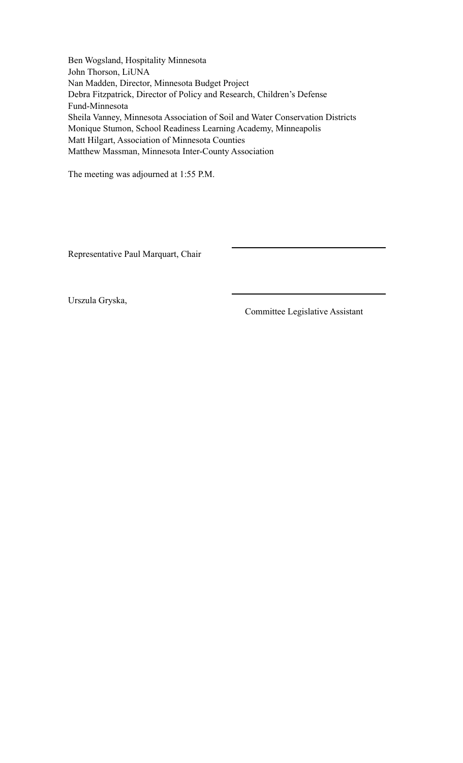Ben Wogsland, Hospitality Minnesota
John Thorson, LiUNA
Nan Madden, Director, Minnesota Budget Project
Debra Fitzpatrick, Director of Policy and Research, Children's Defense Fund-Minnesota
Sheila Vanney, Minnesota Association of Soil and Water Conservation Districts
Monique Stumon, School Readiness Learning Academy, Minneapolis
Matt Hilgart, Association of Minnesota Counties
Matthew Massman, Minnesota Inter-County Association

The meeting was adjourned at 1:55 P.M.

Representative Paul Marquart, Chair

Urszula Gryska,

Committee Legislative Assistant